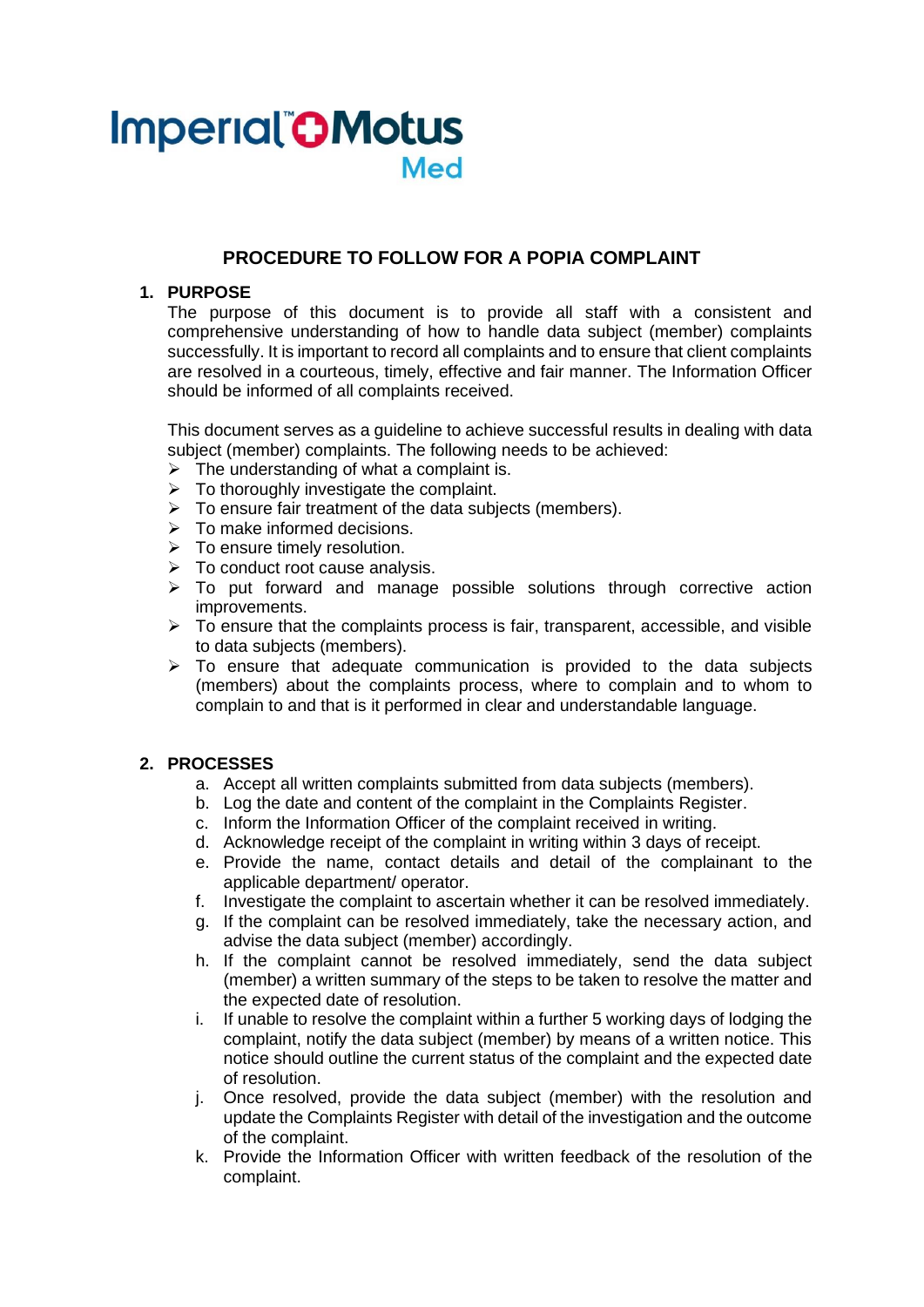Imperial™ Motus Med

# PROCEDURE TO FOLLOW FOR A POPIA COMPLAINT

## 1. PURPOSE

The purpose of this document is to provide all staff with a consistent and comprehensive understanding of how to handle data subject (member) complaints successfully. It is important to record all complaints and to ensure that client complaints are resolved in a courteous, timely, effective and fair manner. The Information Officer should be informed of all complaints received.

This document serves as a guideline to achieve successful results in dealing with data subject (member) complaints. The following needs to be achieved:

- The understanding of what a complaint is.
- To thoroughly investigate the complaint.
- To ensure fair treatment of the data subjects (members).
- To make informed decisions.
- To ensure timely resolution.
- To conduct root cause analysis.
- To put forward and manage possible solutions through corrective action improvements.
- To ensure that the complaints process is fair, transparent, accessible, and visible to data subjects (members).
- To ensure that adequate communication is provided to the data subjects (members) about the complaints process, where to complain and to whom to complain to and that is it performed in clear and understandable language.

## 2. PROCESSES

a. Accept all written complaints submitted from data subjects (members).
b. Log the date and content of the complaint in the Complaints Register.
c. Inform the Information Officer of the complaint received in writing.
d. Acknowledge receipt of the complaint in writing within 3 days of receipt.
e. Provide the name, contact details and detail of the complainant to the applicable department/ operator.
f. Investigate the complaint to ascertain whether it can be resolved immediately.
g. If the complaint can be resolved immediately, take the necessary action, and advise the data subject (member) accordingly.
h. If the complaint cannot be resolved immediately, send the data subject (member) a written summary of the steps to be taken to resolve the matter and the expected date of resolution.
i. If unable to resolve the complaint within a further 5 working days of lodging the complaint, notify the data subject (member) by means of a written notice. This notice should outline the current status of the complaint and the expected date of resolution.
j. Once resolved, provide the data subject (member) with the resolution and update the Complaints Register with detail of the investigation and the outcome of the complaint.
k. Provide the Information Officer with written feedback of the resolution of the complaint.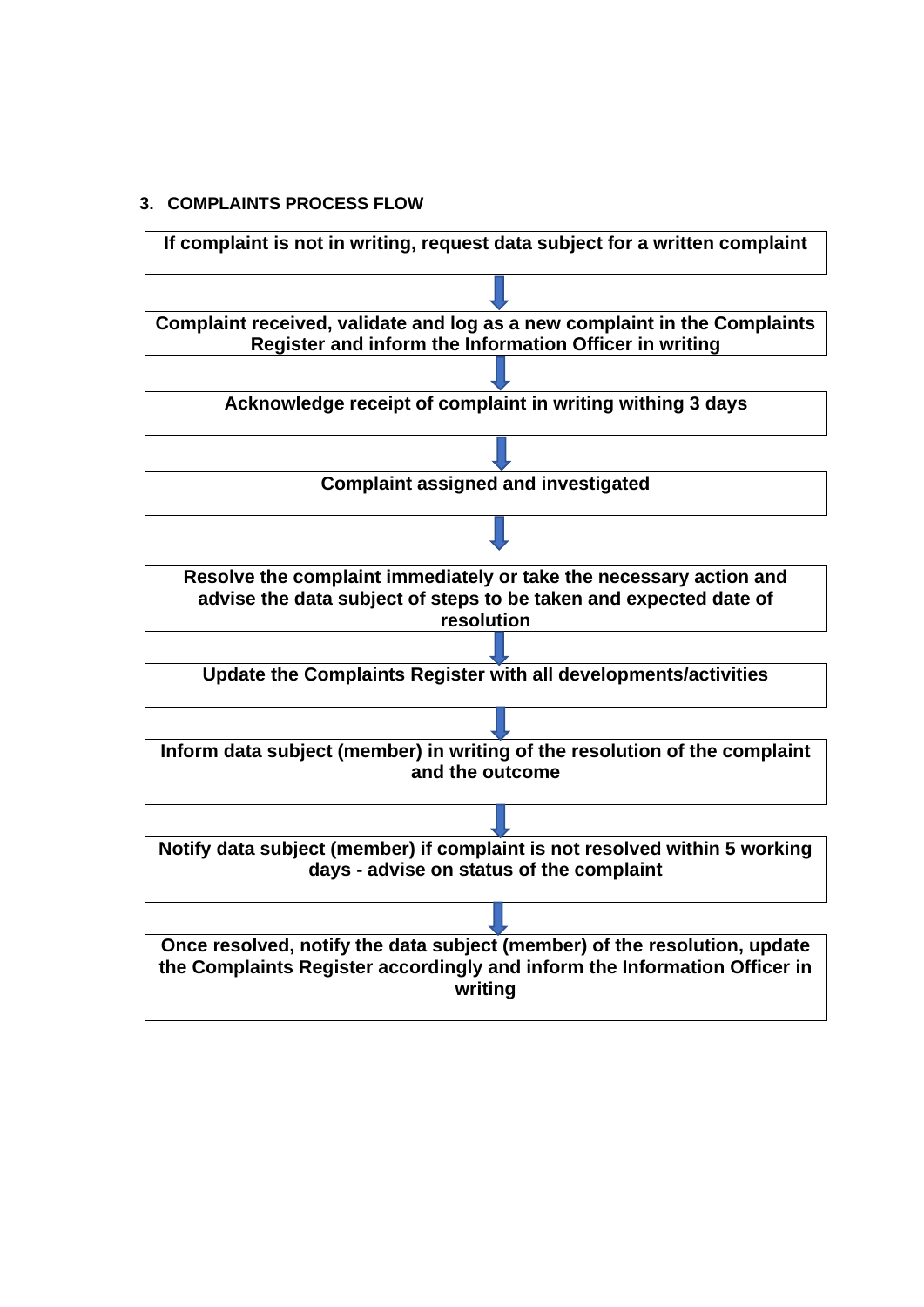### 3. COMPLAINTS PROCESS FLOW

**If complaint is not in writing, request data subject for a written complaint**

↓

**Complaint received, validate and log as a new complaint in the Complaints Register and inform the Information Officer in writing**

↓

**Acknowledge receipt of complaint in writing withing 3 days**

↓

**Complaint assigned and investigated**

↓

**Resolve the complaint immediately or take the necessary action and advise the data subject of steps to be taken and expected date of resolution**

↓

**Update the Complaints Register with all developments/activities**

↓

**Inform data subject (member) in writing of the resolution of the complaint and the outcome**

↓

**Notify data subject (member) if complaint is not resolved within 5 working days - advise on status of the complaint**

↓

**Once resolved, notify the data subject (member) of the resolution, update the Complaints Register accordingly and inform the Information Officer in writing**